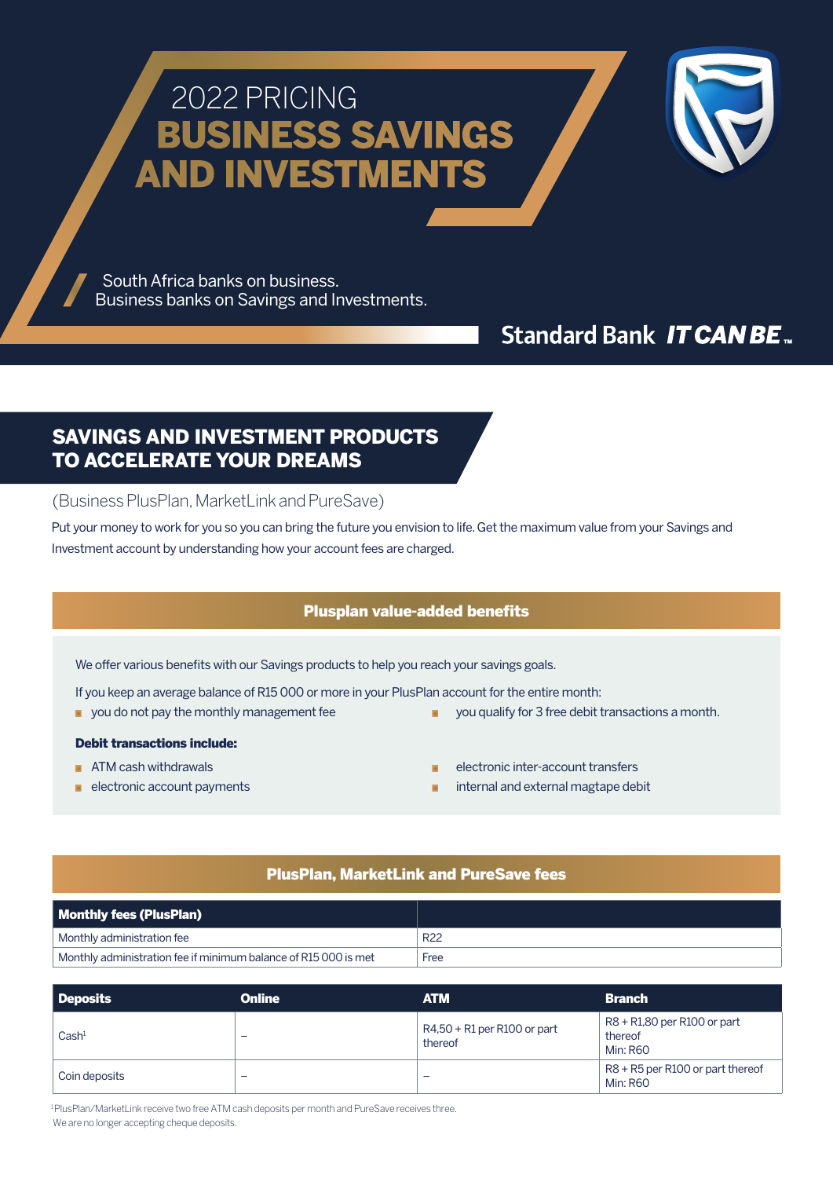# 2022 PRICING

# BUSINESS SAVINGS AND INVESTMENTS

South Africa banks on business.
Business banks on Savings and Investments.

Standard Bank ***IT CAN BE***™

## SAVINGS AND INVESTMENT PRODUCTS TO ACCELERATE YOUR DREAMS

(Business PlusPlan, MarketLink and PureSave)

Put your money to work for you so you can bring the future you envision to life. Get the maximum value from your Savings and Investment account by understanding how your account fees are charged.

### Plusplan value-added benefits

We offer various benefits with our Savings products to help you reach your savings goals.

If you keep an average balance of R15 000 or more in your PlusPlan account for the entire month:

- you do not pay the monthly management fee
- you qualify for 3 free debit transactions a month.

**Debit transactions include:**

- ATM cash withdrawals
- electronic account payments
- electronic inter-account transfers
- internal and external magtape debit

### PlusPlan, MarketLink and PureSave fees

| **Monthly fees (PlusPlan)** | |
|---|---|
| Monthly administration fee | R22 |
| Monthly administration fee if minimum balance of R15 000 is met | Free |

| **Deposits** | **Online** | **ATM** | **Branch** |
|---|---|---|---|
| Cash[1] | – | R4,50 + R1 per R100 or part thereof | R8 + R1,80 per R100 or part thereof Min: R60 |
| Coin deposits | – | – | R8 + R5 per R100 or part thereof Min: R60 |

[1]PlusPlan/MarketLink receive two free ATM cash deposits per month and PureSave receives three.
We are no longer accepting cheque deposits.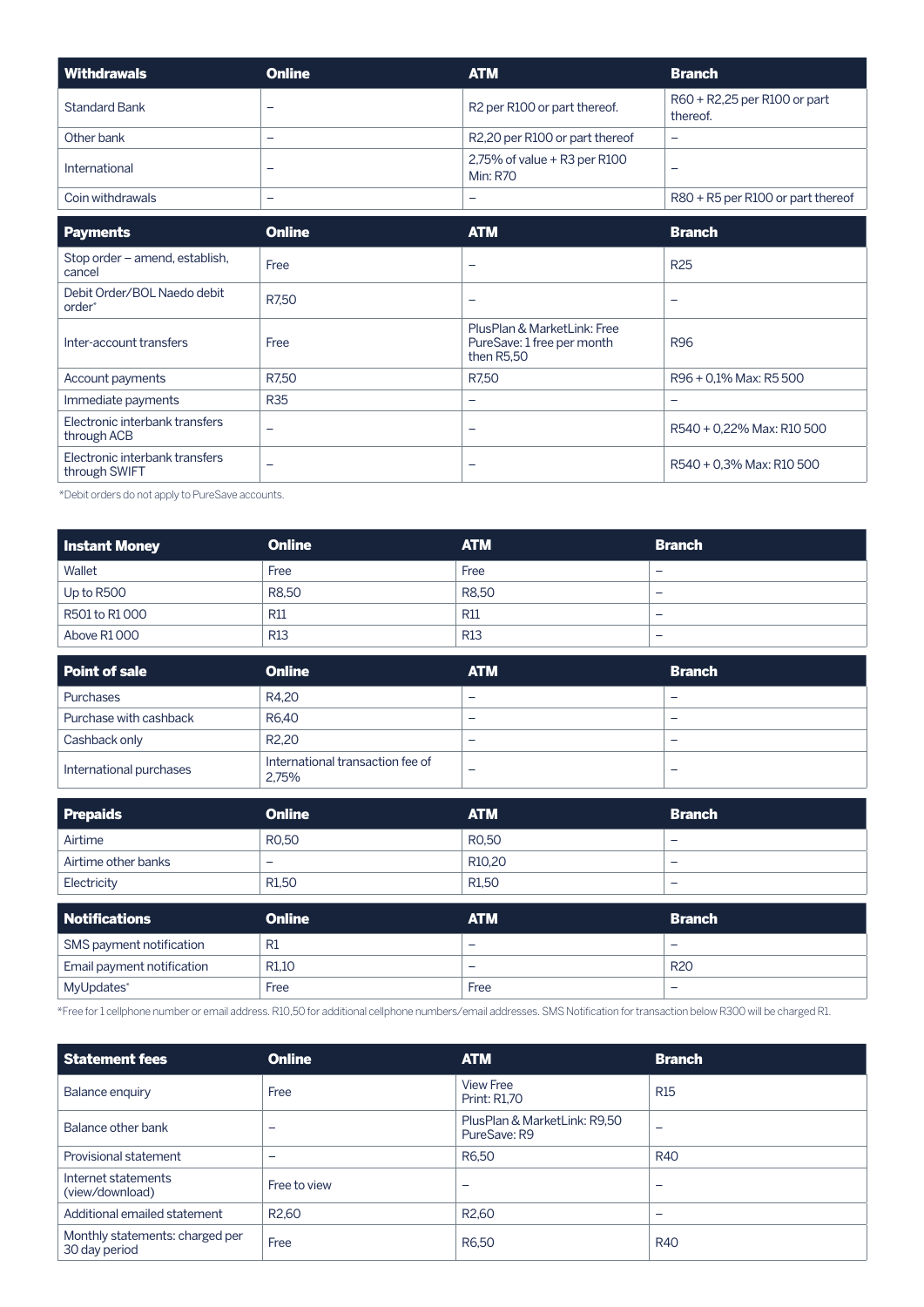| Withdrawals | Online | ATM | Branch |
|---|---|---|---|
| Standard Bank | – | R2 per R100 or part thereof. | R60 + R2,25 per R100 or part thereof. |
| Other bank | – | R2,20 per R100 or part thereof | – |
| International | – | 2,75% of value + R3 per R100 Min: R70 | – |
| Coin withdrawals | – | – | R80 + R5 per R100 or part thereof |

| Payments | Online | ATM | Branch |
|---|---|---|---|
| Stop order – amend, establish, cancel | Free | – | R25 |
| Debit Order/BOL Naedo debit order* | R7,50 | – | – |
| Inter-account transfers | Free | PlusPlan & MarketLink: Free PureSave: 1 free per month then R5,50 | R96 |
| Account payments | R7,50 | R7,50 | R96 + 0,1% Max: R5 500 |
| Immediate payments | R35 | – | – |
| Electronic interbank transfers through ACB | – | – | R540 + 0,22% Max: R10 500 |
| Electronic interbank transfers through SWIFT | – | – | R540 + 0,3% Max: R10 500 |

*Debit orders do not apply to PureSave accounts.

| Instant Money | Online | ATM | Branch |
|---|---|---|---|
| Wallet | Free | Free | – |
| Up to R500 | R8,50 | R8,50 | – |
| R501 to R1 000 | R11 | R11 | – |
| Above R1 000 | R13 | R13 | – |

| Point of sale | Online | ATM | Branch |
|---|---|---|---|
| Purchases | R4,20 | – | – |
| Purchase with cashback | R6,40 | – | – |
| Cashback only | R2,20 | – | – |
| International purchases | International transaction fee of 2,75% | – | – |

| Prepaids | Online | ATM | Branch |
|---|---|---|---|
| Airtime | R0,50 | R0,50 | – |
| Airtime other banks | – | R10,20 | – |
| Electricity | R1,50 | R1,50 | – |

| Notifications | Online | ATM | Branch |
|---|---|---|---|
| SMS payment notification | R1 | – | – |
| Email payment notification | R1,10 | – | R20 |
| MyUpdates* | Free | Free | – |

*Free for 1 cellphone number or email address. R10,50 for additional cellphone numbers/email addresses. SMS Notification for transaction below R300 will be charged R1.

| Statement fees | Online | ATM | Branch |
|---|---|---|---|
| Balance enquiry | Free | View Free Print: R1,70 | R15 |
| Balance other bank | – | PlusPlan & MarketLink: R9,50 PureSave: R9 | – |
| Provisional statement | – | R6,50 | R40 |
| Internet statements (view/download) | Free to view | – | – |
| Additional emailed statement | R2,60 | R2,60 | – |
| Monthly statements: charged per 30 day period | Free | R6,50 | R40 |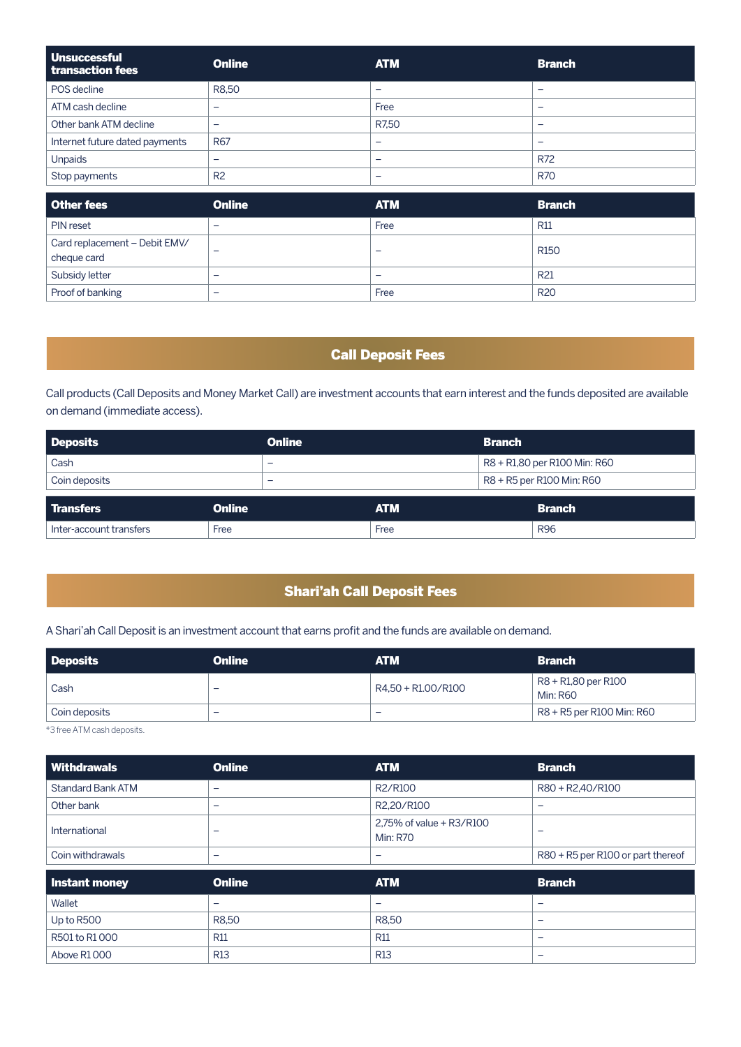| Unsuccessful transaction fees | Online | ATM | Branch |
|---|---|---|---|
| POS decline | R8,50 | – | – |
| ATM cash decline | – | Free | – |
| Other bank ATM decline | – | R7,50 | – |
| Internet future dated payments | R67 | – | – |
| Unpaids | – | – | R72 |
| Stop payments | R2 | – | R70 |

| Other fees | Online | ATM | Branch |
|---|---|---|---|
| PIN reset | – | Free | R11 |
| Card replacement – Debit EMV/ cheque card | – | – | R150 |
| Subsidy letter | – | – | R21 |
| Proof of banking | – | Free | R20 |

## Call Deposit Fees

Call products (Call Deposits and Money Market Call) are investment accounts that earn interest and the funds deposited are available on demand (immediate access).

| Deposits | Online | Branch |
|---|---|---|
| Cash | – | R8 + R1,80 per R100 Min: R60 |
| Coin deposits | – | R8 + R5 per R100 Min: R60 |

| Transfers | Online | ATM | Branch |
|---|---|---|---|
| Inter-account transfers | Free | Free | R96 |

## Shari'ah Call Deposit Fees

A Shari'ah Call Deposit is an investment account that earns profit and the funds are available on demand.

| Deposits | Online | ATM | Branch |
|---|---|---|---|
| Cash | – | R4,50 + R1.00/R100 | R8 + R1,80 per R100 Min: R60 |
| Coin deposits | – | – | R8 + R5 per R100 Min: R60 |

*3 free ATM cash deposits.

| Withdrawals | Online | ATM | Branch |
|---|---|---|---|
| Standard Bank ATM | – | R2/R100 | R80 + R2,40/R100 |
| Other bank | – | R2,20/R100 | – |
| International | – | 2,75% of value + R3/R100 Min: R70 | – |
| Coin withdrawals | – | – | R80 + R5 per R100 or part thereof |

| Instant money | Online | ATM | Branch |
|---|---|---|---|
| Wallet | – | – | – |
| Up to R500 | R8,50 | R8,50 | – |
| R501 to R1 000 | R11 | R11 | – |
| Above R1 000 | R13 | R13 | – |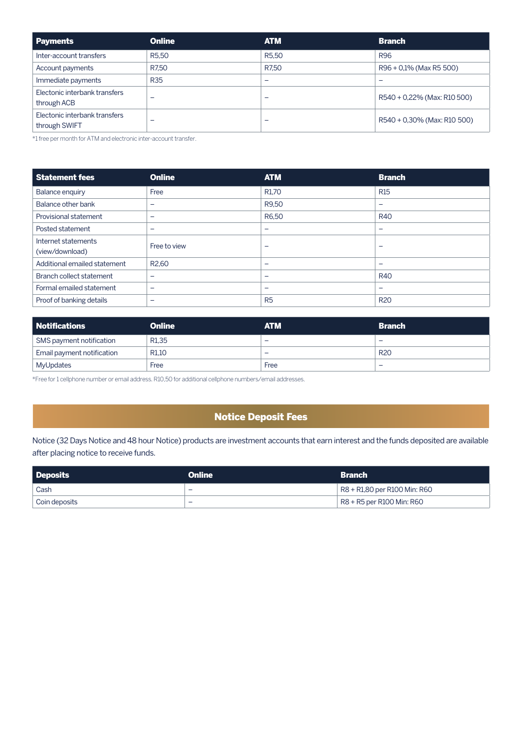| Payments | Online | ATM | Branch |
|---|---|---|---|
| Inter-account transfers | R5,50 | R5,50 | R96 |
| Account payments | R7,50 | R7,50 | R96 + 0,1% (Max R5 500) |
| Immediate payments | R35 | – | – |
| Electonic interbank transfers through ACB | – | – | R540 + 0,22% (Max: R10 500) |
| Electonic interbank transfers through SWIFT | – | – | R540 + 0,30% (Max: R10 500) |

*1 free per month for ATM and electronic inter-account transfer.

| Statement fees | Online | ATM | Branch |
|---|---|---|---|
| Balance enquiry | Free | R1,70 | R15 |
| Balance other bank | – | R9,50 | – |
| Provisional statement | – | R6,50 | R40 |
| Posted statement | – | – | – |
| Internet statements (view/download) | Free to view | – | – |
| Additional emailed statement | R2,60 | – | – |
| Branch collect statement | – | – | R40 |
| Formal emailed statement | – | – | – |
| Proof of banking details | – | R5 | R20 |

| Notifications | Online | ATM | Branch |
|---|---|---|---|
| SMS payment notification | R1,35 | – | – |
| Email payment notification | R1,10 | – | R20 |
| MyUpdates | Free | Free | – |

*Free for 1 cellphone number or email address. R10,50 for additional cellphone numbers/email addresses.

## Notice Deposit Fees

Notice (32 Days Notice and 48 hour Notice) products are investment accounts that earn interest and the funds deposited are available after placing notice to receive funds.

| Deposits | Online | Branch |
|---|---|---|
| Cash | – | R8 + R1,80 per R100 Min: R60 |
| Coin deposits | – | R8 + R5 per R100 Min: R60 |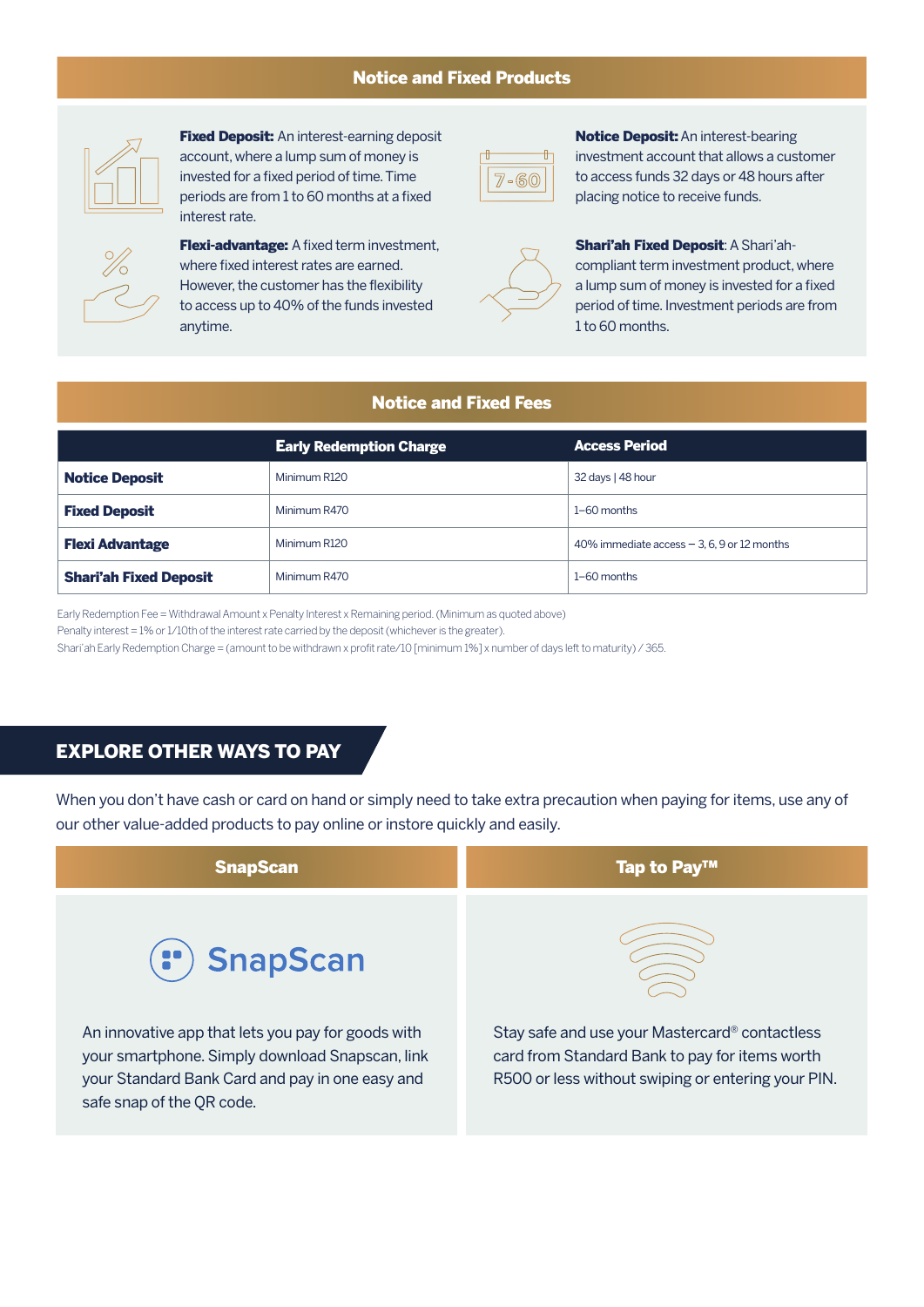## Notice and Fixed Products

**Fixed Deposit:** An interest-earning deposit account, where a lump sum of money is invested for a fixed period of time. Time periods are from 1 to 60 months at a fixed interest rate.

**Flexi-advantage:** A fixed term investment, where fixed interest rates are earned. However, the customer has the flexibility to access up to 40% of the funds invested anytime.

**Notice Deposit:** An interest-bearing investment account that allows a customer to access funds 32 days or 48 hours after placing notice to receive funds.

**Shari'ah Fixed Deposit**: A Shari'ah-compliant term investment product, where a lump sum of money is invested for a fixed period of time. Investment periods are from 1 to 60 months.

## Notice and Fixed Fees

| | Early Redemption Charge | Access Period |
|---|---|---|
| **Notice Deposit** | Minimum R120 | 32 days \| 48 hour |
| **Fixed Deposit** | Minimum R470 | 1–60 months |
| **Flexi Advantage** | Minimum R120 | 40% immediate access – 3, 6, 9 or 12 months |
| **Shari'ah Fixed Deposit** | Minimum R470 | 1–60 months |

Early Redemption Fee = Withdrawal Amount x Penalty Interest x Remaining period. (Minimum as quoted above)
Penalty interest = 1% or 1/10th of the interest rate carried by the deposit (whichever is the greater).
Shari'ah Early Redemption Charge = (amount to be withdrawn x profit rate/10 [minimum 1%] x number of days left to maturity) / 365.

## EXPLORE OTHER WAYS TO PAY

When you don't have cash or card on hand or simply need to take extra precaution when paying for items, use any of our other value-added products to pay online or instore quickly and easily.

### SnapScan

SnapScan

An innovative app that lets you pay for goods with your smartphone. Simply download Snapscan, link your Standard Bank Card and pay in one easy and safe snap of the QR code.

### Tap to Pay™

Stay safe and use your Mastercard® contactless card from Standard Bank to pay for items worth R500 or less without swiping or entering your PIN.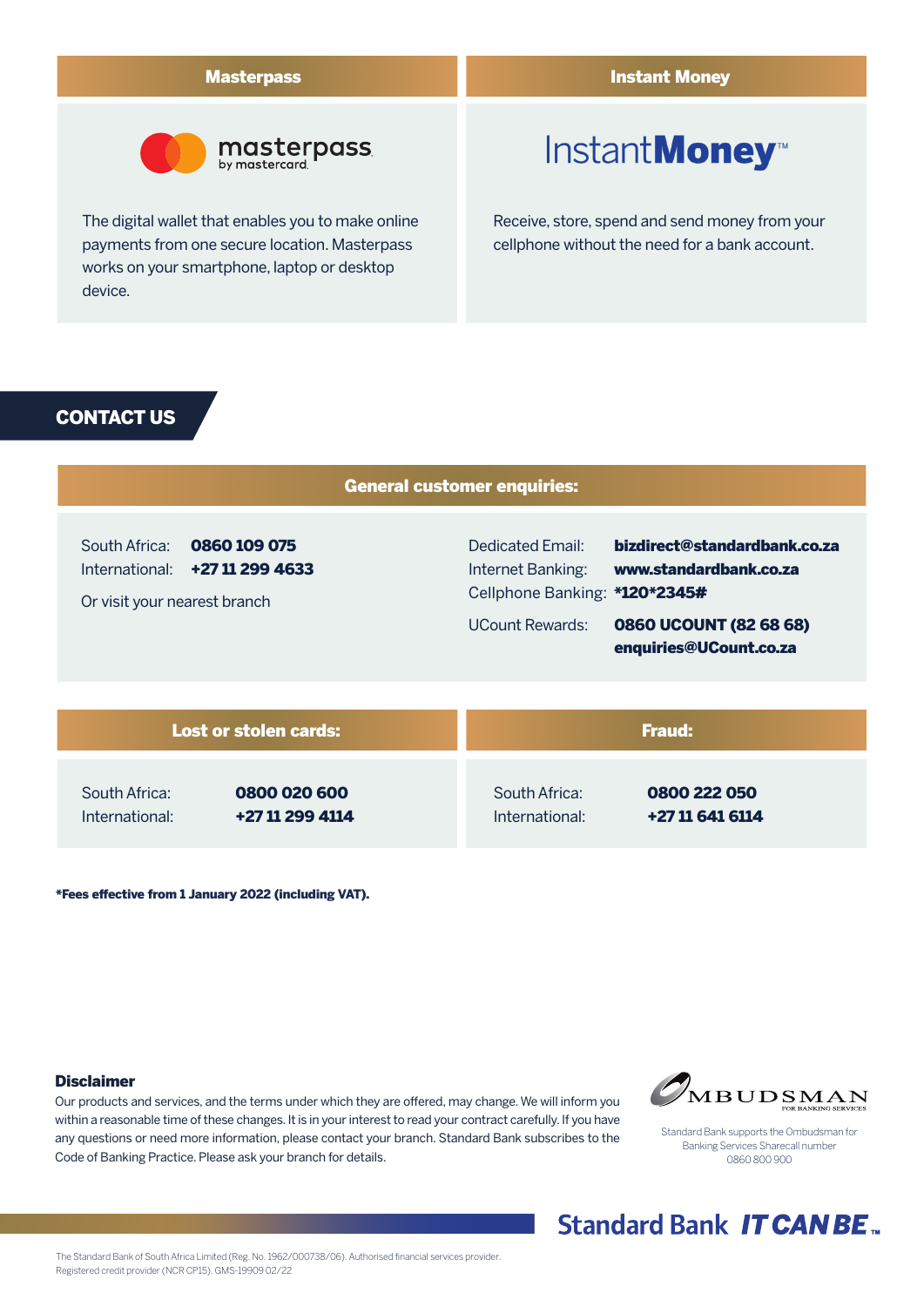### Masterpass

masterpass by mastercard

The digital wallet that enables you to make online payments from one secure location. Masterpass works on your smartphone, laptop or desktop device.

### Instant Money

InstantMoney™

Receive, store, spend and send money from your cellphone without the need for a bank account.

## CONTACT US

### General customer enquiries:

South Africa: **0860 109 075**
International: **+27 11 299 4633**

Or visit your nearest branch

Dedicated Email: **bizdirect@standardbank.co.za**
Internet Banking: **www.standardbank.co.za**
Cellphone Banking: ***120*2345#**

UCount Rewards: **0860 UCOUNT (82 68 68)**
**enquiries@UCount.co.za**

### Lost or stolen cards:

South Africa: **0800 020 600**
International: **+27 11 299 4114**

### Fraud:

South Africa: **0800 222 050**
International: **+27 11 641 6114**

***Fees effective from 1 January 2022 (including VAT).**

**Disclaimer**

Our products and services, and the terms under which they are offered, may change. We will inform you within a reasonable time of these changes. It is in your interest to read your contract carefully. If you have any questions or need more information, please contact your branch. Standard Bank subscribes to the Code of Banking Practice. Please ask your branch for details.

OMBUDSMAN FOR BANKING SERVICES

Standard Bank supports the Ombudsman for Banking Services Sharecall number 0860 800 900

Standard Bank IT CAN BE™

The Standard Bank of South Africa Limited (Reg. No. 1962/000738/06). Authorised financial services provider.
Registered credit provider (NCR CP15). GMS-19909 02/22